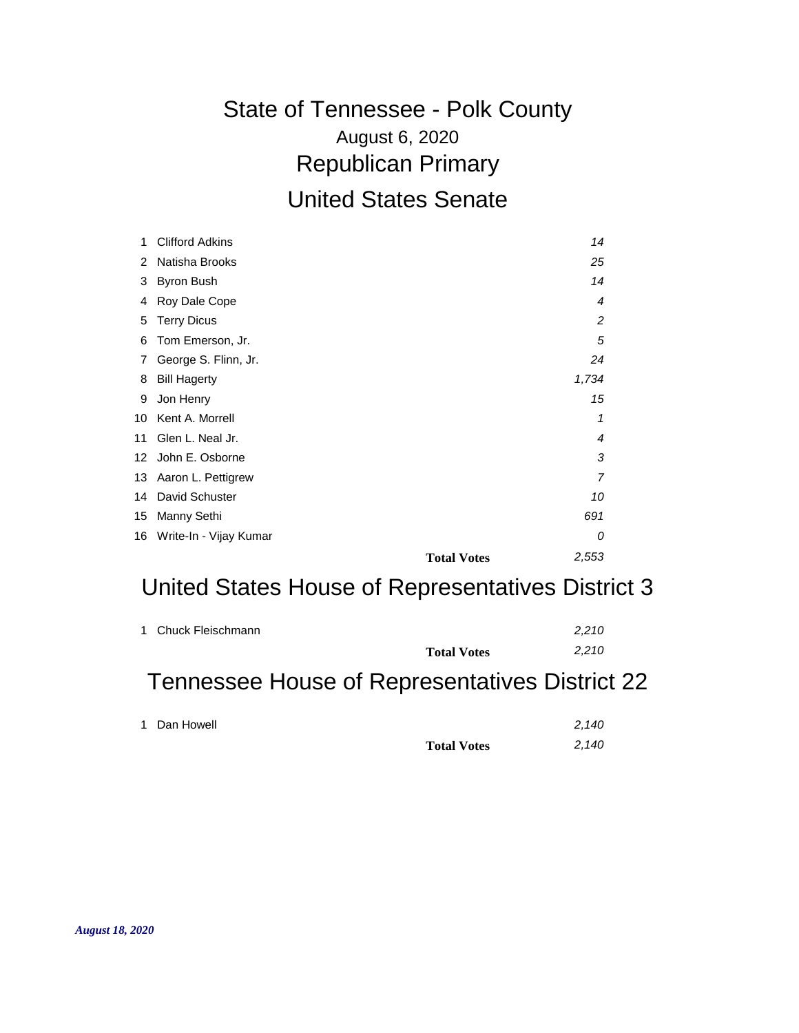# State of Tennessee - Polk County

August 6, 2020

## Republican Primary

## United States Senate

| # | Candidate | Votes |
|---|---|---|
| 1 | Clifford Adkins | *14* |
| 2 | Natisha Brooks | *25* |
| 3 | Byron Bush | *14* |
| 4 | Roy Dale Cope | *4* |
| 5 | Terry Dicus | *2* |
| 6 | Tom Emerson, Jr. | *5* |
| 7 | George S. Flinn, Jr. | *24* |
| 8 | Bill Hagerty | *1,734* |
| 9 | Jon Henry | *15* |
| 10 | Kent A. Morrell | *1* |
| 11 | Glen L. Neal Jr. | *4* |
| 12 | John E. Osborne | *3* |
| 13 | Aaron L. Pettigrew | *7* |
| 14 | David Schuster | *10* |
| 15 | Manny Sethi | *691* |
| 16 | Write-In - Vijay Kumar | *0* |
| | **Total Votes** | *2,553* |

## United States House of Representatives District 3

| # | Candidate | Votes |
|---|---|---|
| 1 | Chuck Fleischmann | *2,210* |
| | **Total Votes** | *2,210* |

## Tennessee House of Representatives District 22

| # | Candidate | Votes |
|---|---|---|
| 1 | Dan Howell | *2,140* |
| | **Total Votes** | *2,140* |

***August 18, 2020***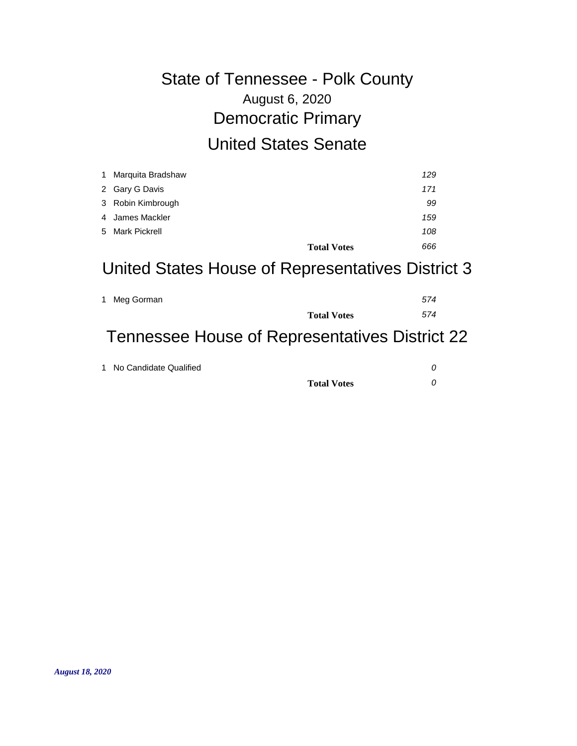# State of Tennessee - Polk County

August 6, 2020

## Democratic Primary

## United States Senate

| # | Candidate | Votes |
|---|---|---|
| 1 | Marquita Bradshaw | *129* |
| 2 | Gary G Davis | *171* |
| 3 | Robin Kimbrough | *99* |
| 4 | James Mackler | *159* |
| 5 | Mark Pickrell | *108* |
| | **Total Votes** | *666* |

## United States House of Representatives District 3

| # | Candidate | Votes |
|---|---|---|
| 1 | Meg Gorman | *574* |
| | **Total Votes** | *574* |

## Tennessee House of Representatives District 22

| # | Candidate | Votes |
|---|---|---|
| 1 | No Candidate Qualified | *0* |
| | **Total Votes** | *0* |

***August 18, 2020***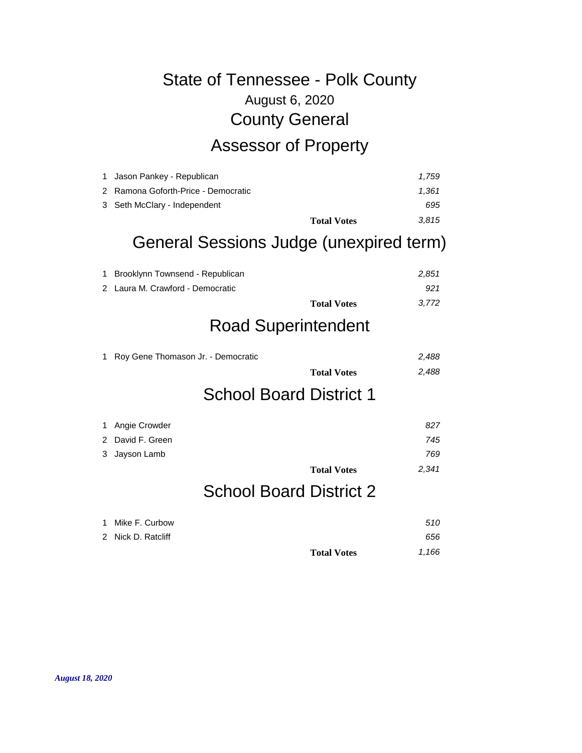# State of Tennessee - Polk County

August 6, 2020

## County General

## Assessor of Property

| # | Candidate | Votes |
|---|---|---|
| 1 | Jason Pankey - Republican | *1,759* |
| 2 | Ramona Goforth-Price - Democratic | *1,361* |
| 3 | Seth McClary - Independent | *695* |
| | **Total Votes** | *3,815* |

## General Sessions Judge (unexpired term)

| # | Candidate | Votes |
|---|---|---|
| 1 | Brooklynn Townsend - Republican | *2,851* |
| 2 | Laura M. Crawford - Democratic | *921* |
| | **Total Votes** | *3,772* |

## Road Superintendent

| # | Candidate | Votes |
|---|---|---|
| 1 | Roy Gene Thomason Jr. - Democratic | *2,488* |
| | **Total Votes** | *2,488* |

## School Board District 1

| # | Candidate | Votes |
|---|---|---|
| 1 | Angie Crowder | *827* |
| 2 | David F. Green | *745* |
| 3 | Jayson Lamb | *769* |
| | **Total Votes** | *2,341* |

## School Board District 2

| # | Candidate | Votes |
|---|---|---|
| 1 | Mike F. Curbow | *510* |
| 2 | Nick D. Ratcliff | *656* |
| | **Total Votes** | *1,166* |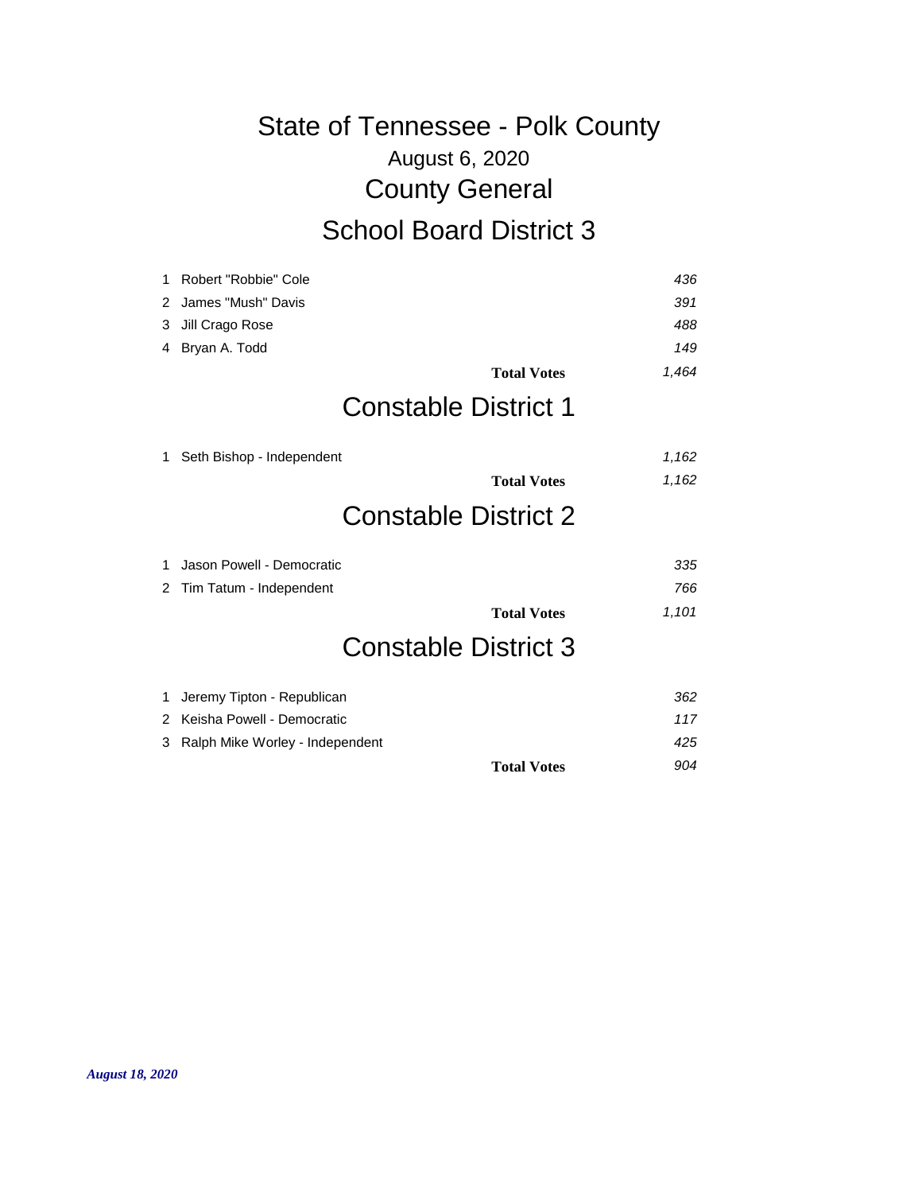# State of Tennessee - Polk County

August 6, 2020

## County General

## School Board District 3

| # | Candidate | Votes |
|---|---|---|
| 1 | Robert "Robbie" Cole | *436* |
| 2 | James "Mush" Davis | *391* |
| 3 | Jill Crago Rose | *488* |
| 4 | Bryan A. Todd | *149* |
| | **Total Votes** | *1,464* |

## Constable District 1

| # | Candidate | Votes |
|---|---|---|
| 1 | Seth Bishop - Independent | *1,162* |
| | **Total Votes** | *1,162* |

## Constable District 2

| # | Candidate | Votes |
|---|---|---|
| 1 | Jason Powell - Democratic | *335* |
| 2 | Tim Tatum - Independent | *766* |
| | **Total Votes** | *1,101* |

## Constable District 3

| # | Candidate | Votes |
|---|---|---|
| 1 | Jeremy Tipton - Republican | *362* |
| 2 | Keisha Powell - Democratic | *117* |
| 3 | Ralph Mike Worley - Independent | *425* |
| | **Total Votes** | *904* |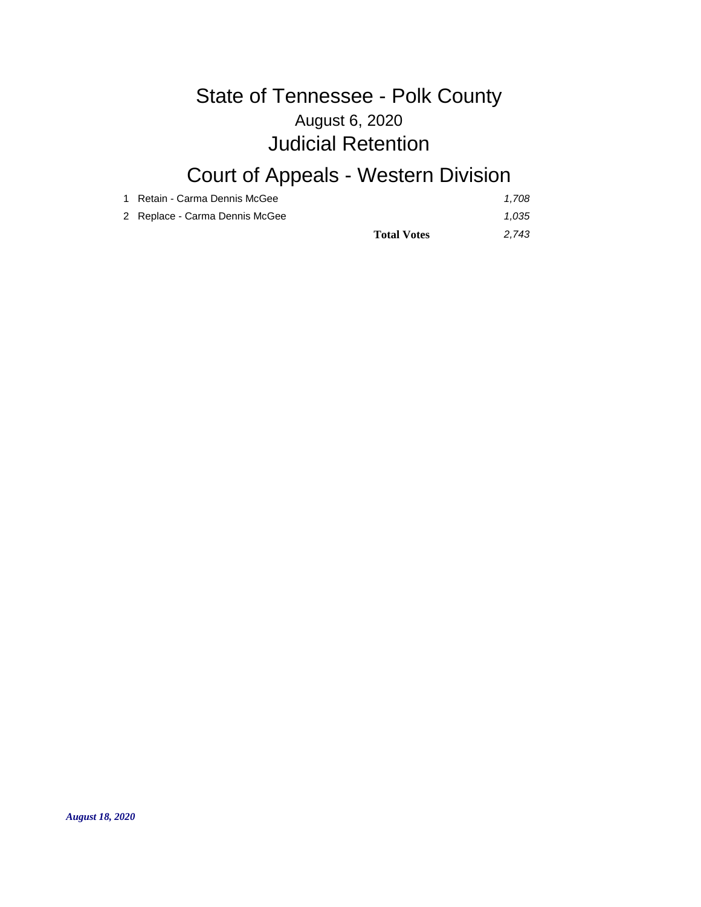# State of Tennessee - Polk County

August 6, 2020

## Judicial Retention

## Court of Appeals - Western Division

| | | |
|---|---|---|
| 1 | Retain - Carma Dennis McGee | *1,708* |
| 2 | Replace - Carma Dennis McGee | *1,035* |
| | **Total Votes** | *2,743* |

***August 18, 2020***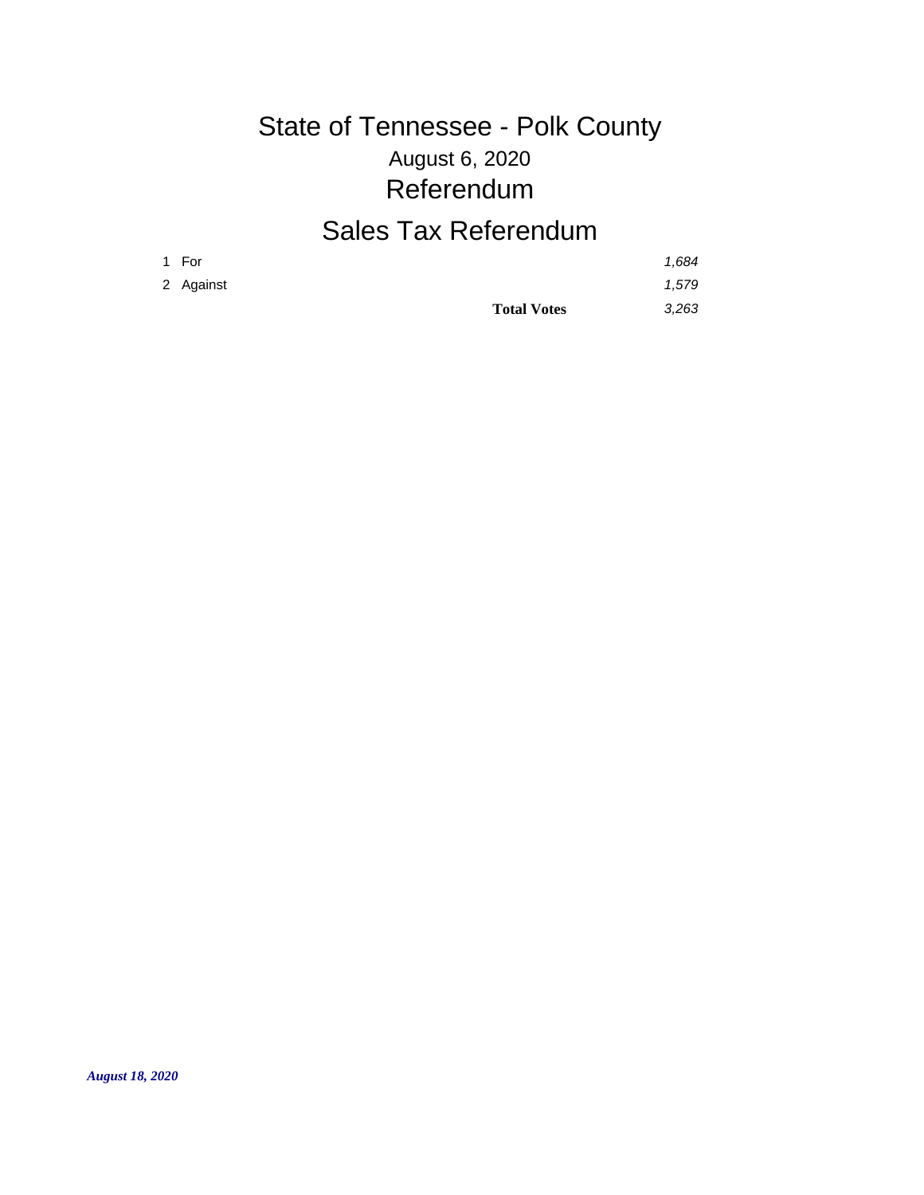# State of Tennessee - Polk County

## August 6, 2020

## Referendum

## Sales Tax Referendum

| | | |
|---|---|---|
| 1 | For | *1,684* |
| 2 | Against | *1,579* |
| | **Total Votes** | *3,263* |

***August 18, 2020***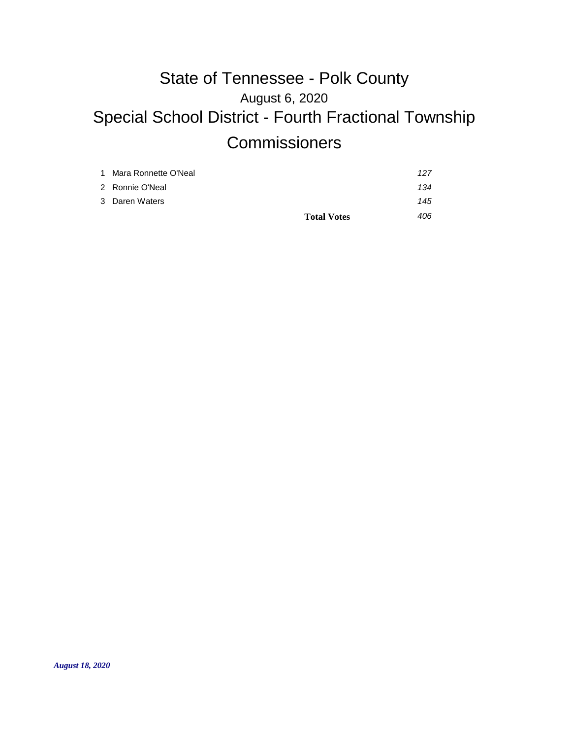# State of Tennessee - Polk County

## August 6, 2020

# Special School District - Fourth Fractional Township

# Commissioners

| | | | |
|---|---|---|---|
| 1 | Mara Ronnette O'Neal | | *127* |
| 2 | Ronnie O'Neal | | *134* |
| 3 | Daren Waters | | *145* |
| | | **Total Votes** | *406* |

***August 18, 2020***